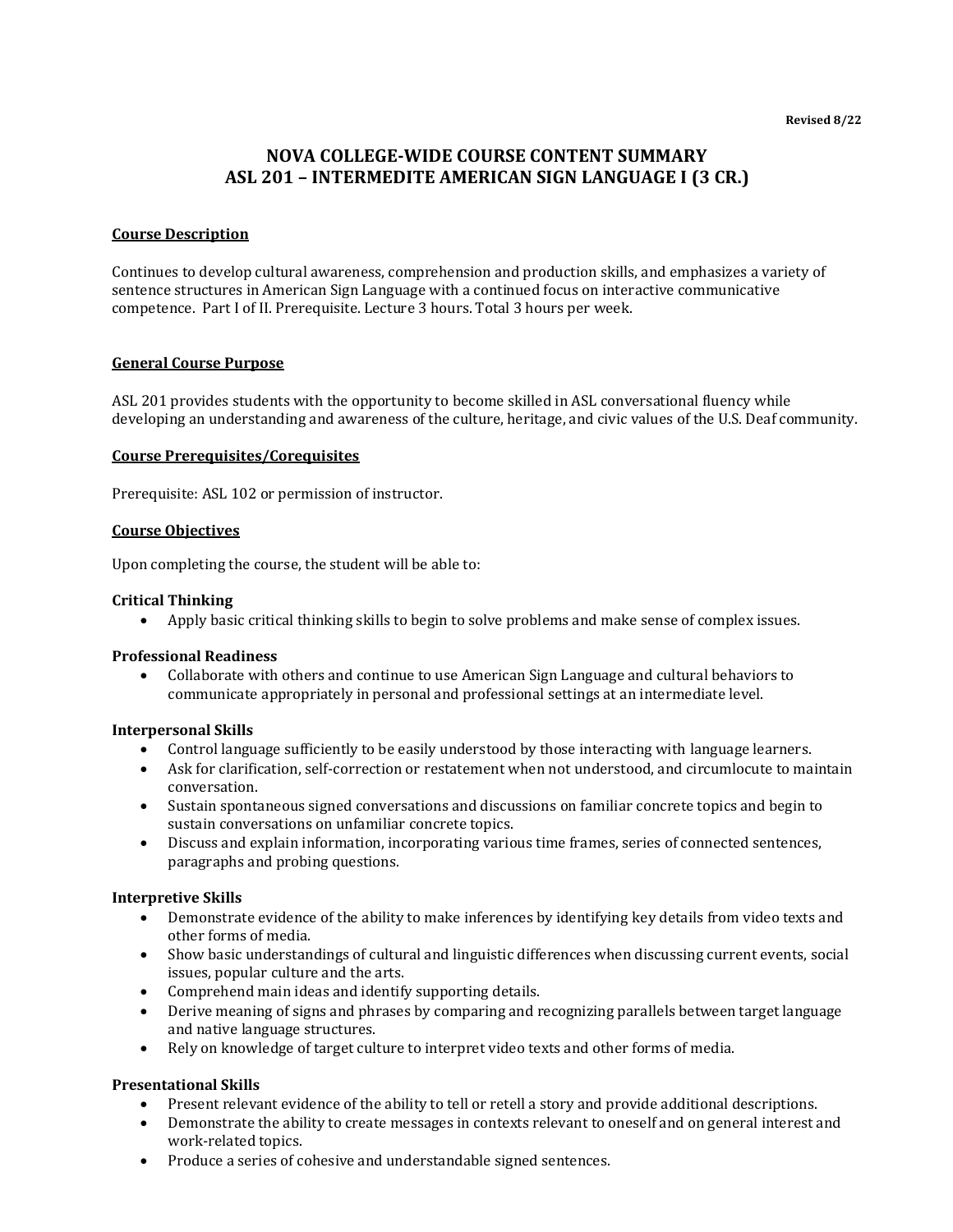Revised 8/22

# NOVA COLLEGE-WIDE COURSE CONTENT SUMMARY
# ASL 201 – INTERMEDITE AMERICAN SIGN LANGUAGE I (3 CR.)

## Course Description

Continues to develop cultural awareness, comprehension and production skills, and emphasizes a variety of sentence structures in American Sign Language with a continued focus on interactive communicative competence. Part I of II. Prerequisite. Lecture 3 hours. Total 3 hours per week.

## General Course Purpose

ASL 201 provides students with the opportunity to become skilled in ASL conversational fluency while developing an understanding and awareness of the culture, heritage, and civic values of the U.S. Deaf community.

## Course Prerequisites/Corequisites

Prerequisite: ASL 102 or permission of instructor.

## Course Objectives

Upon completing the course, the student will be able to:

### Critical Thinking

- Apply basic critical thinking skills to begin to solve problems and make sense of complex issues.

### Professional Readiness

- Collaborate with others and continue to use American Sign Language and cultural behaviors to communicate appropriately in personal and professional settings at an intermediate level.

### Interpersonal Skills

- Control language sufficiently to be easily understood by those interacting with language learners.
- Ask for clarification, self-correction or restatement when not understood, and circumlocute to maintain conversation.
- Sustain spontaneous signed conversations and discussions on familiar concrete topics and begin to sustain conversations on unfamiliar concrete topics.
- Discuss and explain information, incorporating various time frames, series of connected sentences, paragraphs and probing questions.

### Interpretive Skills

- Demonstrate evidence of the ability to make inferences by identifying key details from video texts and other forms of media.
- Show basic understandings of cultural and linguistic differences when discussing current events, social issues, popular culture and the arts.
- Comprehend main ideas and identify supporting details.
- Derive meaning of signs and phrases by comparing and recognizing parallels between target language and native language structures.
- Rely on knowledge of target culture to interpret video texts and other forms of media.

### Presentational Skills

- Present relevant evidence of the ability to tell or retell a story and provide additional descriptions.
- Demonstrate the ability to create messages in contexts relevant to oneself and on general interest and work-related topics.
- Produce a series of cohesive and understandable signed sentences.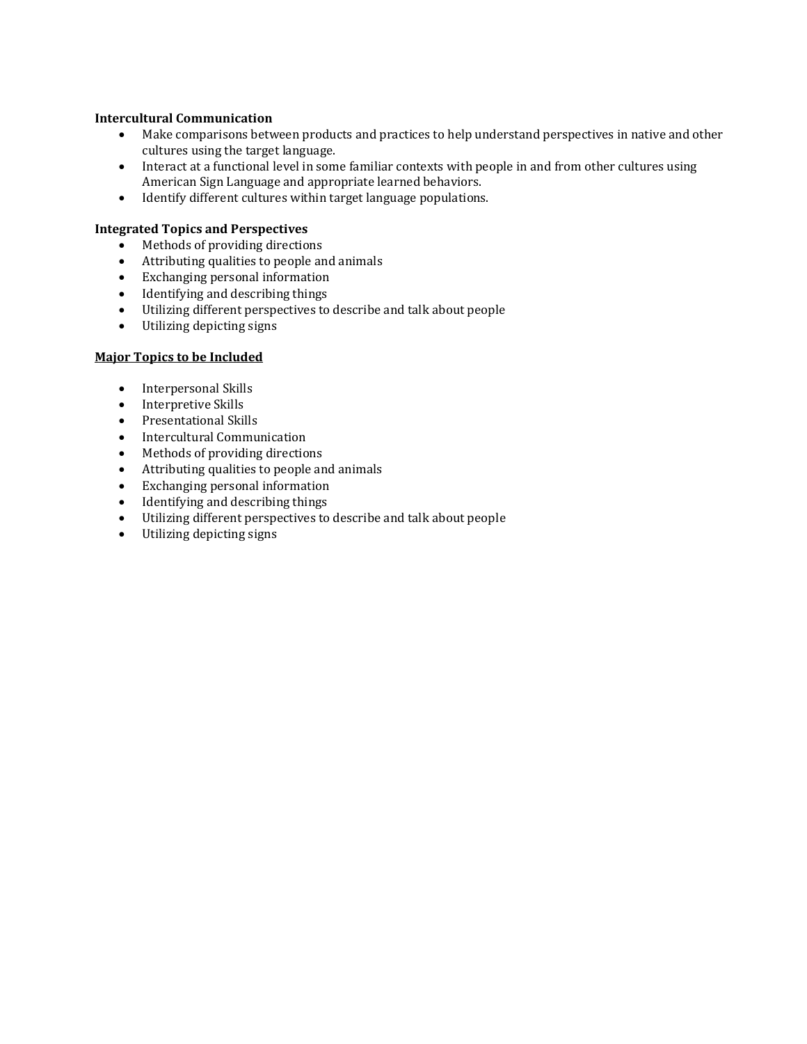**Intercultural Communication**

- Make comparisons between products and practices to help understand perspectives in native and other cultures using the target language.
- Interact at a functional level in some familiar contexts with people in and from other cultures using American Sign Language and appropriate learned behaviors.
- Identify different cultures within target language populations.

**Integrated Topics and Perspectives**

- Methods of providing directions
- Attributing qualities to people and animals
- Exchanging personal information
- Identifying and describing things
- Utilizing different perspectives to describe and talk about people
- Utilizing depicting signs

**<u>Major Topics to be Included</u>**

- Interpersonal Skills
- Interpretive Skills
- Presentational Skills
- Intercultural Communication
- Methods of providing directions
- Attributing qualities to people and animals
- Exchanging personal information
- Identifying and describing things
- Utilizing different perspectives to describe and talk about people
- Utilizing depicting signs